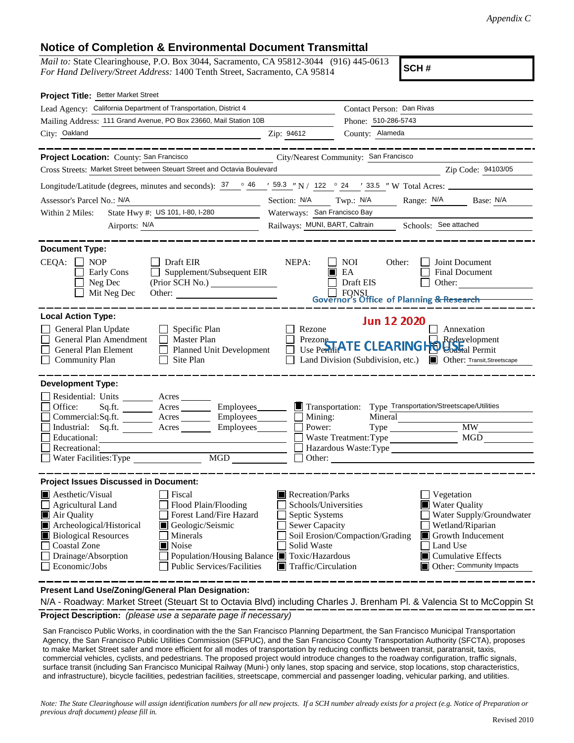*Appendix C*

# Notice of Completion & Environmental Document Transmittal

*Mail to:* State Clearinghouse, P.O. Box 3044, Sacramento, CA 95812-3044 (916) 445-0613
*For Hand Delivery/Street Address:* 1400 Tenth Street, Sacramento, CA 95814

**SCH #**

**Project Title:** Better Market Street

Lead Agency: California Department of Transportation, District 4
Contact Person: Dan Rivas
Mailing Address: 111 Grand Avenue, PO Box 23660, Mail Station 10B
Phone: 510-286-5743
City: Oakland
Zip: 94612
County: Alameda

---

**Project Location:** County: San Francisco
City/Nearest Community: San Francisco
Cross Streets: Market Street between Steuart Street and Octavia Boulevard
Zip Code: 94103/05

Longitude/Latitude (degrees, minutes and seconds): 37 ° 46 ′ 59.3 ″ N / 122 ° 24 ′ 33.5 ″ W Total Acres:

Assessor's Parcel No.: N/A
Section: N/A Twp.: N/A Range: N/A Base: N/A

Within 2 Miles: State Hwy #: US 101, I-80, I-280
Waterways: San Francisco Bay
Airports: N/A
Railways: MUNI, BART, Caltrain
Schools: See attached

---

**Document Type:**

CEQA:
- [ ] NOP
- [ ] Early Cons
- [ ] Neg Dec
- [ ] Mit Neg Dec
- [ ] Draft EIR
- [ ] Supplement/Subsequent EIR (Prior SCH No.)
- Other:

NEPA:
- [ ] NOI
- [x] EA
- [ ] Draft EIS
- [ ] FONSI

Other:
- [ ] Joint Document
- [ ] Final Document
- [ ] Other:

Governor's Office of Planning & Research

Jun 12 2020

STATE CLEARINGHOUSE

---

**Local Action Type:**

- [ ] General Plan Update
- [ ] General Plan Amendment
- [ ] General Plan Element
- [ ] Community Plan
- [ ] Specific Plan
- [ ] Master Plan
- [ ] Planned Unit Development
- [ ] Site Plan
- [ ] Rezone
- [ ] Prezone
- [ ] Use Permit
- [ ] Land Division (Subdivision, etc.)
- [ ] Annexation
- [ ] Redevelopment
- [ ] Coastal Permit
- [x] Other: Transit,Streetscape

---

**Development Type:**

- [ ] Residential: Units ____ Acres ____
- [ ] Office: Sq.ft. ____ Acres ____ Employees ____
- [ ] Commercial: Sq.ft. ____ Acres ____ Employees ____
- [ ] Industrial: Sq.ft. ____ Acres ____ Employees ____
- [ ] Educational:
- [ ] Recreational:
- [ ] Water Facilities: Type ____ MGD ____
- [x] Transportation: Type Transportation/Streetscape/Utilities
- [ ] Mining: Mineral
- [ ] Power: Type ____ MW ____
- [ ] Waste Treatment: Type ____ MGD ____
- [ ] Hazardous Waste: Type
- [ ] Other:

---

**Project Issues Discussed in Document:**

- [x] Aesthetic/Visual
- [ ] Agricultural Land
- [x] Air Quality
- [x] Archeological/Historical
- [x] Biological Resources
- [ ] Coastal Zone
- [ ] Drainage/Absorption
- [ ] Economic/Jobs
- [ ] Fiscal
- [ ] Flood Plain/Flooding
- [ ] Forest Land/Fire Hazard
- [x] Geologic/Seismic
- [ ] Minerals
- [x] Noise
- [ ] Population/Housing Balance
- [ ] Public Services/Facilities
- [x] Recreation/Parks
- [ ] Schools/Universities
- [ ] Septic Systems
- [ ] Sewer Capacity
- [ ] Soil Erosion/Compaction/Grading
- [ ] Solid Waste
- [x] Toxic/Hazardous
- [x] Traffic/Circulation
- [ ] Vegetation
- [x] Water Quality
- [ ] Water Supply/Groundwater
- [ ] Wetland/Riparian
- [x] Growth Inducement
- [ ] Land Use
- [x] Cumulative Effects
- [x] Other: Community Impacts

---

**Present Land Use/Zoning/General Plan Designation:**

N/A - Roadway: Market Street (Steuart St to Octavia Blvd) including Charles J. Brenham Pl. & Valencia St to McCoppin St

**Project Description:** *(please use a separate page if necessary)*

San Francisco Public Works, in coordination with the the San Francisco Planning Department, the San Francisco Municipal Transportation Agency, the San Francisco Public Utilities Commission (SFPUC), and the San Francisco County Transportation Authority (SFCTA), proposes to make Market Street safer and more efficient for all modes of transportation by reducing conflicts between transit, paratransit, taxis, commercial vehicles, cyclists, and pedestrians. The proposed project would introduce changes to the roadway configuration, traffic signals, surface transit (including San Francisco Municipal Railway (Muni-) only lanes, stop spacing and service, stop locations, stop characteristics, and infrastructure), bicycle facilities, pedestrian facilities, streetscape, commercial and passenger loading, vehicular parking, and utilities.

*Note: The State Clearinghouse will assign identification numbers for all new projects. If a SCH number already exists for a project (e.g. Notice of Preparation or previous draft document) please fill in.*

Revised 2010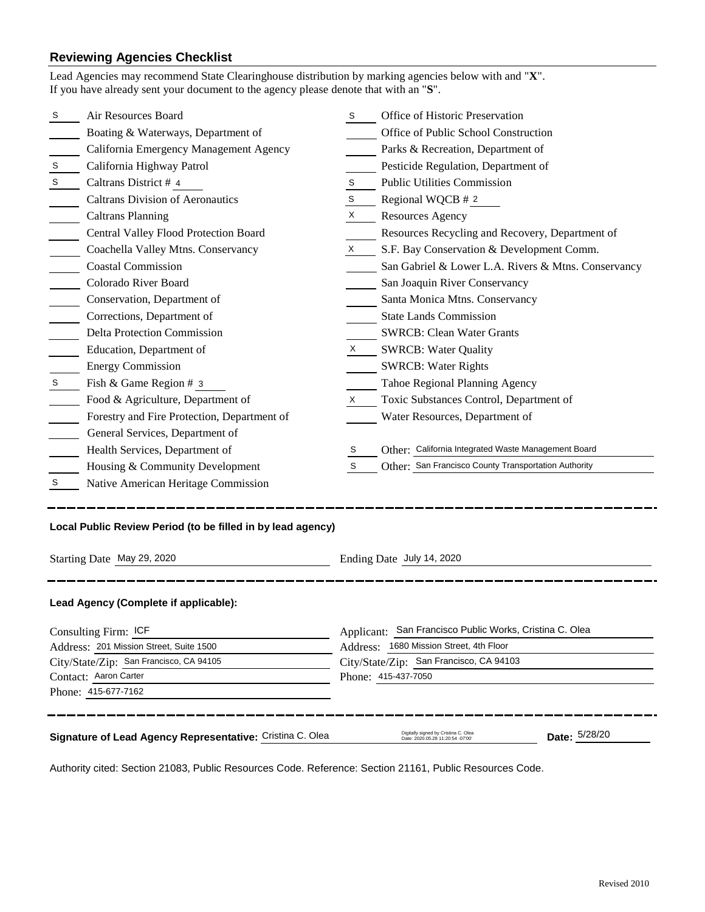## Reviewing Agencies Checklist

Lead Agencies may recommend State Clearinghouse distribution by marking agencies below with and "**X**".
If you have already sent your document to the agency please denote that with an "**S**".

| | | | |
|---|---|---|---|
| S | Air Resources Board | S | Office of Historic Preservation |
| | Boating & Waterways, Department of | | Office of Public School Construction |
| | California Emergency Management Agency | | Parks & Recreation, Department of |
| S | California Highway Patrol | | Pesticide Regulation, Department of |
| S | Caltrans District # 4 | S | Public Utilities Commission |
| | Caltrans Division of Aeronautics | S | Regional WQCB # 2 |
| | Caltrans Planning | X | Resources Agency |
| | Central Valley Flood Protection Board | | Resources Recycling and Recovery, Department of |
| | Coachella Valley Mtns. Conservancy | X | S.F. Bay Conservation & Development Comm. |
| | Coastal Commission | | San Gabriel & Lower L.A. Rivers & Mtns. Conservancy |
| | Colorado River Board | | San Joaquin River Conservancy |
| | Conservation, Department of | | Santa Monica Mtns. Conservancy |
| | Corrections, Department of | | State Lands Commission |
| | Delta Protection Commission | | SWRCB: Clean Water Grants |
| | Education, Department of | X | SWRCB: Water Quality |
| | Energy Commission | | SWRCB: Water Rights |
| S | Fish & Game Region # 3 | | Tahoe Regional Planning Agency |
| | Food & Agriculture, Department of | X | Toxic Substances Control, Department of |
| | Forestry and Fire Protection, Department of | | Water Resources, Department of |
| | General Services, Department of | | |
| | Health Services, Department of | S | Other: California Integrated Waste Management Board |
| | Housing & Community Development | S | Other: San Francisco County Transportation Authority |
| S | Native American Heritage Commission | | |

---

**Local Public Review Period (to be filled in by lead agency)**

Starting Date May 29, 2020 Ending Date July 14, 2020

---

**Lead Agency (Complete if applicable):**

Consulting Firm: ICF
Address: 201 Mission Street, Suite 1500
City/State/Zip: San Francisco, CA 94105
Contact: Aaron Carter
Phone: 415-677-7162

Applicant: San Francisco Public Works, Cristina C. Olea
Address: 1680 Mission Street, 4th Floor
City/State/Zip: San Francisco, CA 94103
Phone: 415-437-7050

---

**Signature of Lead Agency Representative:** Cristina C. Olea Digitally signed by Cristina C. Olea Date: 2020.05.28 11:20:54 -07'00' **Date:** 5/28/20

Authority cited: Section 21083, Public Resources Code. Reference: Section 21161, Public Resources Code.

Revised 2010